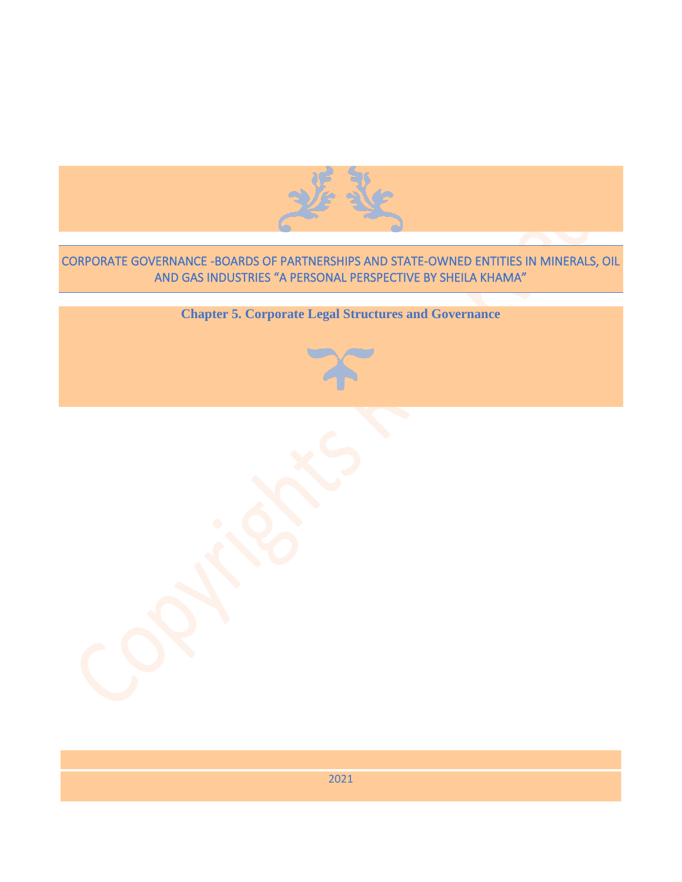# CORPORATE GOVERNANCE -BOARDS OF PARTNERSHIPS AND STATE-OWNED ENTITIES IN MINERALS, OIL AND GAS INDUSTRIES "A PERSONAL PERSPECTIVE BY SHEILA KHAMA"

## Chapter 5. Corporate Legal Structures and Governance

2021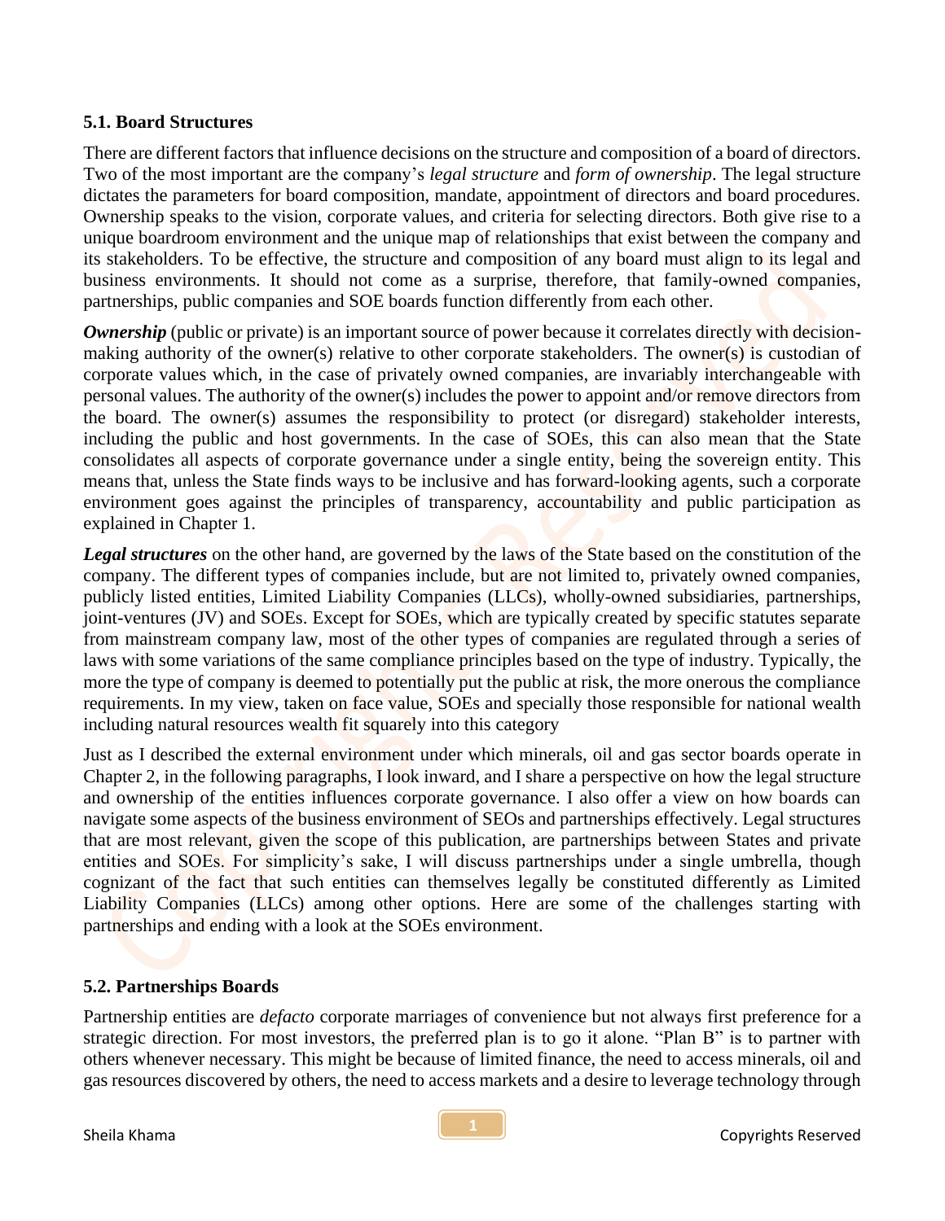### 5.1. Board Structures

There are different factors that influence decisions on the structure and composition of a board of directors. Two of the most important are the company's *legal structure* and *form of ownership*. The legal structure dictates the parameters for board composition, mandate, appointment of directors and board procedures. Ownership speaks to the vision, corporate values, and criteria for selecting directors. Both give rise to a unique boardroom environment and the unique map of relationships that exist between the company and its stakeholders. To be effective, the structure and composition of any board must align to its legal and business environments. It should not come as a surprise, therefore, that family-owned companies, partnerships, public companies and SOE boards function differently from each other.

***Ownership*** (public or private) is an important source of power because it correlates directly with decision-making authority of the owner(s) relative to other corporate stakeholders. The owner(s) is custodian of corporate values which, in the case of privately owned companies, are invariably interchangeable with personal values. The authority of the owner(s) includes the power to appoint and/or remove directors from the board. The owner(s) assumes the responsibility to protect (or disregard) stakeholder interests, including the public and host governments. In the case of SOEs, this can also mean that the State consolidates all aspects of corporate governance under a single entity, being the sovereign entity. This means that, unless the State finds ways to be inclusive and has forward-looking agents, such a corporate environment goes against the principles of transparency, accountability and public participation as explained in Chapter 1.

***Legal structures*** on the other hand, are governed by the laws of the State based on the constitution of the company. The different types of companies include, but are not limited to, privately owned companies, publicly listed entities, Limited Liability Companies (LLCs), wholly-owned subsidiaries, partnerships, joint-ventures (JV) and SOEs. Except for SOEs, which are typically created by specific statutes separate from mainstream company law, most of the other types of companies are regulated through a series of laws with some variations of the same compliance principles based on the type of industry. Typically, the more the type of company is deemed to potentially put the public at risk, the more onerous the compliance requirements. In my view, taken on face value, SOEs and specially those responsible for national wealth including natural resources wealth fit squarely into this category

Just as I described the external environment under which minerals, oil and gas sector boards operate in Chapter 2, in the following paragraphs, I look inward, and I share a perspective on how the legal structure and ownership of the entities influences corporate governance. I also offer a view on how boards can navigate some aspects of the business environment of SEOs and partnerships effectively. Legal structures that are most relevant, given the scope of this publication, are partnerships between States and private entities and SOEs. For simplicity's sake, I will discuss partnerships under a single umbrella, though cognizant of the fact that such entities can themselves legally be constituted differently as Limited Liability Companies (LLCs) among other options. Here are some of the challenges starting with partnerships and ending with a look at the SOEs environment.

### 5.2. Partnerships Boards

Partnership entities are *defacto* corporate marriages of convenience but not always first preference for a strategic direction. For most investors, the preferred plan is to go it alone. "Plan B" is to partner with others whenever necessary. This might be because of limited finance, the need to access minerals, oil and gas resources discovered by others, the need to access markets and a desire to leverage technology through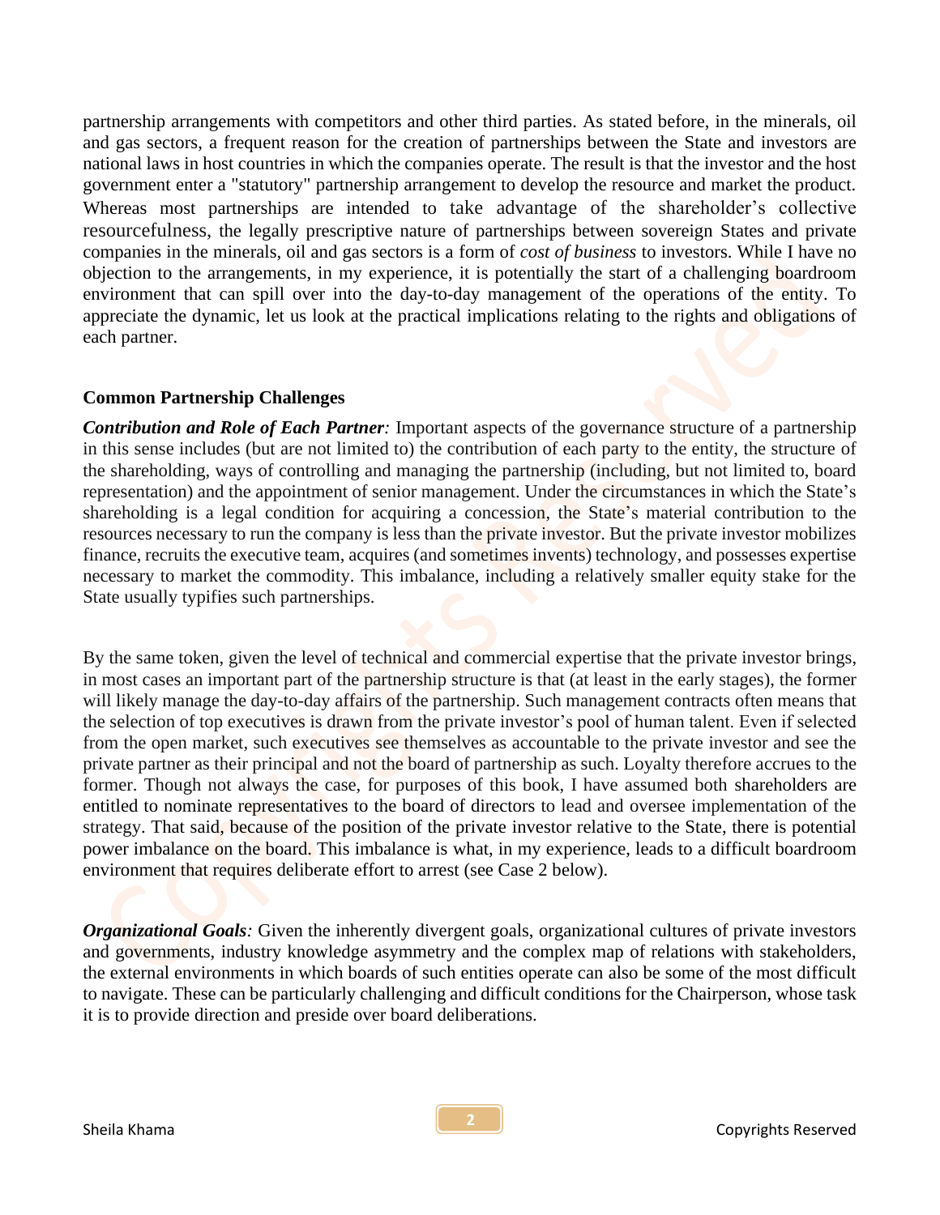partnership arrangements with competitors and other third parties. As stated before, in the minerals, oil and gas sectors, a frequent reason for the creation of partnerships between the State and investors are national laws in host countries in which the companies operate. The result is that the investor and the host government enter a "statutory" partnership arrangement to develop the resource and market the product. Whereas most partnerships are intended to take advantage of the shareholder's collective resourcefulness, the legally prescriptive nature of partnerships between sovereign States and private companies in the minerals, oil and gas sectors is a form of *cost of business* to investors. While I have no objection to the arrangements, in my experience, it is potentially the start of a challenging boardroom environment that can spill over into the day-to-day management of the operations of the entity. To appreciate the dynamic, let us look at the practical implications relating to the rights and obligations of each partner.

**Common Partnership Challenges**

***Contribution and Role of Each Partner:*** Important aspects of the governance structure of a partnership in this sense includes (but are not limited to) the contribution of each party to the entity, the structure of the shareholding, ways of controlling and managing the partnership (including, but not limited to, board representation) and the appointment of senior management. Under the circumstances in which the State's shareholding is a legal condition for acquiring a concession, the State's material contribution to the resources necessary to run the company is less than the private investor. But the private investor mobilizes finance, recruits the executive team, acquires (and sometimes invents) technology, and possesses expertise necessary to market the commodity. This imbalance, including a relatively smaller equity stake for the State usually typifies such partnerships.

By the same token, given the level of technical and commercial expertise that the private investor brings, in most cases an important part of the partnership structure is that (at least in the early stages), the former will likely manage the day-to-day affairs of the partnership. Such management contracts often means that the selection of top executives is drawn from the private investor's pool of human talent. Even if selected from the open market, such executives see themselves as accountable to the private investor and see the private partner as their principal and not the board of partnership as such. Loyalty therefore accrues to the former. Though not always the case, for purposes of this book, I have assumed both shareholders are entitled to nominate representatives to the board of directors to lead and oversee implementation of the strategy. That said, because of the position of the private investor relative to the State, there is potential power imbalance on the board. This imbalance is what, in my experience, leads to a difficult boardroom environment that requires deliberate effort to arrest (see Case 2 below).

***Organizational Goals:*** Given the inherently divergent goals, organizational cultures of private investors and governments, industry knowledge asymmetry and the complex map of relations with stakeholders, the external environments in which boards of such entities operate can also be some of the most difficult to navigate. These can be particularly challenging and difficult conditions for the Chairperson, whose task it is to provide direction and preside over board deliberations.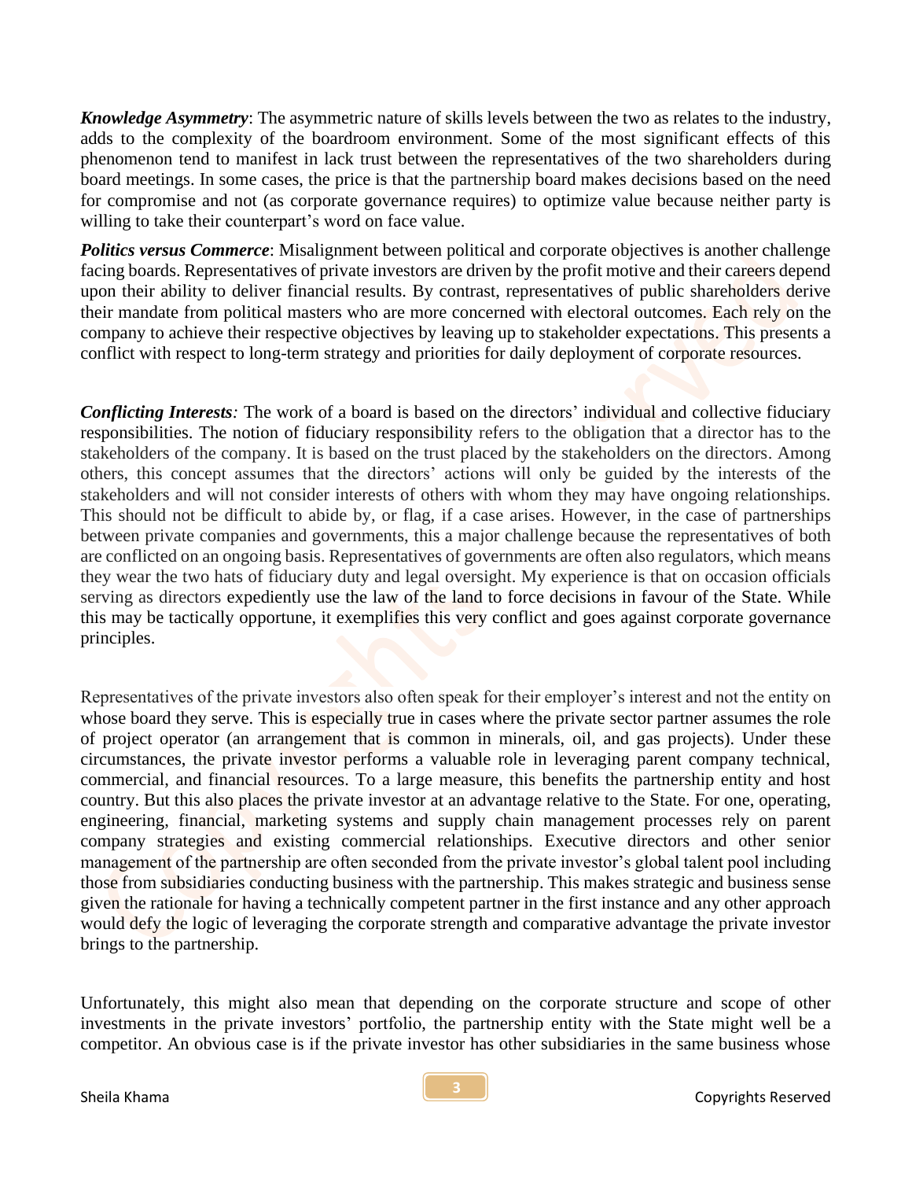***Knowledge Asymmetry***: The asymmetric nature of skills levels between the two as relates to the industry, adds to the complexity of the boardroom environment. Some of the most significant effects of this phenomenon tend to manifest in lack trust between the representatives of the two shareholders during board meetings. In some cases, the price is that the partnership board makes decisions based on the need for compromise and not (as corporate governance requires) to optimize value because neither party is willing to take their counterpart's word on face value.

***Politics versus Commerce***: Misalignment between political and corporate objectives is another challenge facing boards. Representatives of private investors are driven by the profit motive and their careers depend upon their ability to deliver financial results. By contrast, representatives of public shareholders derive their mandate from political masters who are more concerned with electoral outcomes. Each rely on the company to achieve their respective objectives by leaving up to stakeholder expectations. This presents a conflict with respect to long-term strategy and priorities for daily deployment of corporate resources.

***Conflicting Interests**:* The work of a board is based on the directors' individual and collective fiduciary responsibilities. The notion of fiduciary responsibility refers to the obligation that a director has to the stakeholders of the company. It is based on the trust placed by the stakeholders on the directors. Among others, this concept assumes that the directors' actions will only be guided by the interests of the stakeholders and will not consider interests of others with whom they may have ongoing relationships. This should not be difficult to abide by, or flag, if a case arises. However, in the case of partnerships between private companies and governments, this a major challenge because the representatives of both are conflicted on an ongoing basis. Representatives of governments are often also regulators, which means they wear the two hats of fiduciary duty and legal oversight. My experience is that on occasion officials serving as directors expediently use the law of the land to force decisions in favour of the State. While this may be tactically opportune, it exemplifies this very conflict and goes against corporate governance principles.

Representatives of the private investors also often speak for their employer's interest and not the entity on whose board they serve. This is especially true in cases where the private sector partner assumes the role of project operator (an arrangement that is common in minerals, oil, and gas projects). Under these circumstances, the private investor performs a valuable role in leveraging parent company technical, commercial, and financial resources. To a large measure, this benefits the partnership entity and host country. But this also places the private investor at an advantage relative to the State. For one, operating, engineering, financial, marketing systems and supply chain management processes rely on parent company strategies and existing commercial relationships. Executive directors and other senior management of the partnership are often seconded from the private investor's global talent pool including those from subsidiaries conducting business with the partnership. This makes strategic and business sense given the rationale for having a technically competent partner in the first instance and any other approach would defy the logic of leveraging the corporate strength and comparative advantage the private investor brings to the partnership.

Unfortunately, this might also mean that depending on the corporate structure and scope of other investments in the private investors' portfolio, the partnership entity with the State might well be a competitor. An obvious case is if the private investor has other subsidiaries in the same business whose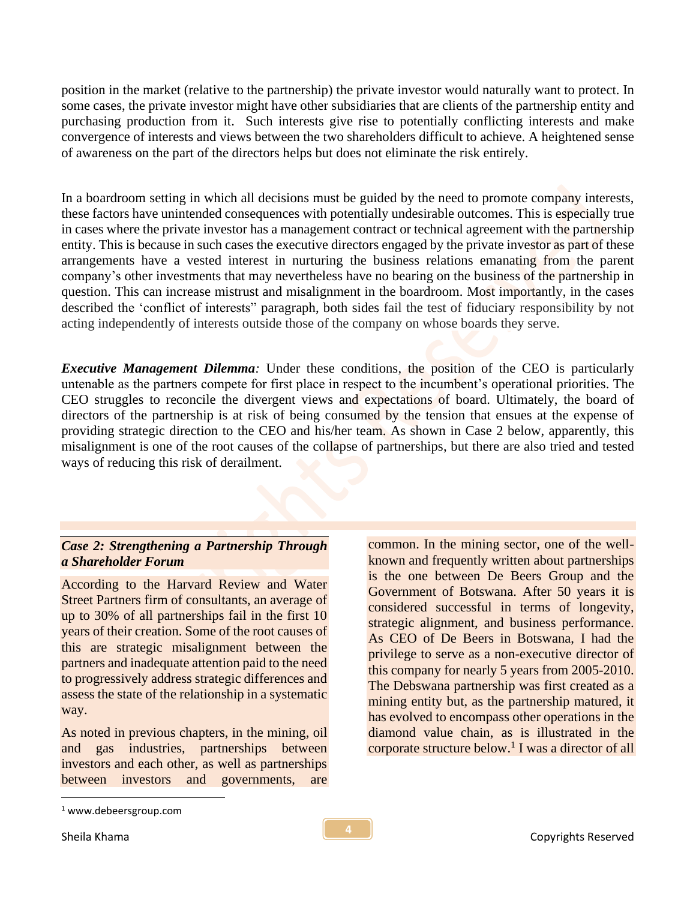position in the market (relative to the partnership) the private investor would naturally want to protect. In some cases, the private investor might have other subsidiaries that are clients of the partnership entity and purchasing production from it. Such interests give rise to potentially conflicting interests and make convergence of interests and views between the two shareholders difficult to achieve. A heightened sense of awareness on the part of the directors helps but does not eliminate the risk entirely.

In a boardroom setting in which all decisions must be guided by the need to promote company interests, these factors have unintended consequences with potentially undesirable outcomes. This is especially true in cases where the private investor has a management contract or technical agreement with the partnership entity. This is because in such cases the executive directors engaged by the private investor as part of these arrangements have a vested interest in nurturing the business relations emanating from the parent company's other investments that may nevertheless have no bearing on the business of the partnership in question. This can increase mistrust and misalignment in the boardroom. Most importantly, in the cases described the 'conflict of interests" paragraph, both sides fail the test of fiduciary responsibility by not acting independently of interests outside those of the company on whose boards they serve.

***Executive Management Dilemma****:* Under these conditions, the position of the CEO is particularly untenable as the partners compete for first place in respect to the incumbent's operational priorities. The CEO struggles to reconcile the divergent views and expectations of board. Ultimately, the board of directors of the partnership is at risk of being consumed by the tension that ensues at the expense of providing strategic direction to the CEO and his/her team. As shown in Case 2 below, apparently, this misalignment is one of the root causes of the collapse of partnerships, but there are also tried and tested ways of reducing this risk of derailment.

***Case 2: Strengthening a Partnership Through a Shareholder Forum***

According to the Harvard Review and Water Street Partners firm of consultants, an average of up to 30% of all partnerships fail in the first 10 years of their creation. Some of the root causes of this are strategic misalignment between the partners and inadequate attention paid to the need to progressively address strategic differences and assess the state of the relationship in a systematic way.

As noted in previous chapters, in the mining, oil and gas industries, partnerships between investors and each other, as well as partnerships between investors and governments, are common. In the mining sector, one of the well-known and frequently written about partnerships is the one between De Beers Group and the Government of Botswana. After 50 years it is considered successful in terms of longevity, strategic alignment, and business performance. As CEO of De Beers in Botswana, I had the privilege to serve as a non-executive director of this company for nearly 5 years from 2005-2010. The Debswana partnership was first created as a mining entity but, as the partnership matured, it has evolved to encompass other operations in the diamond value chain, as is illustrated in the corporate structure below.[1] I was a director of all

[1] www.debeersgroup.com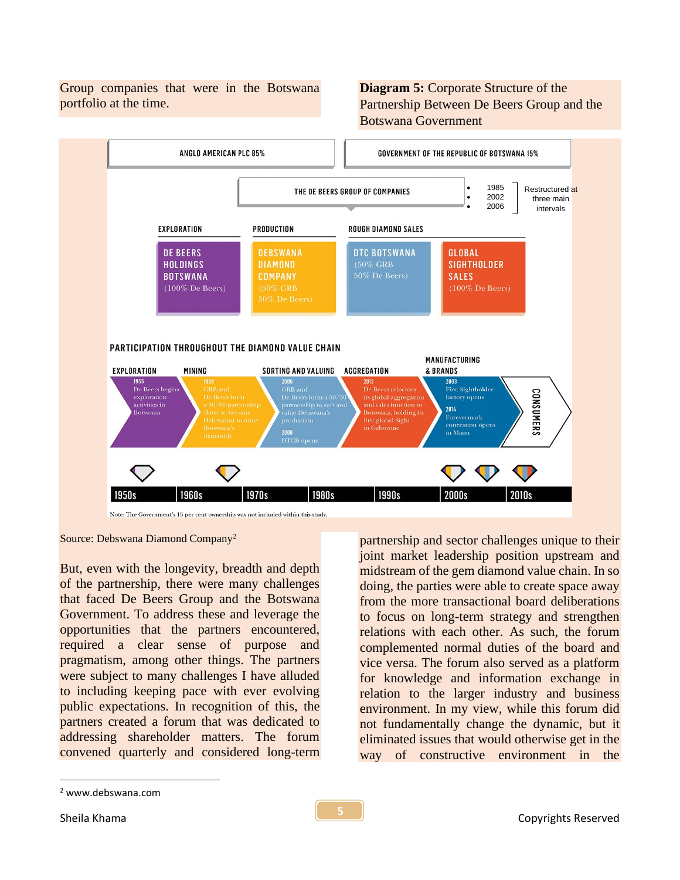Group companies that were in the Botswana portfolio at the time.

**Diagram 5:** Corporate Structure of the Partnership Between De Beers Group and the Botswana Government

ANGLO AMERICAN PLC 85%

GOVERNMENT OF THE REPUBLIC OF BOTSWANA 15%

THE DE BEERS GROUP OF COMPANIES

- 1985
- 2002
- 2006

Restructured at three main intervals

| EXPLORATION | PRODUCTION | ROUGH DIAMOND SALES | |
|---|---|---|---|
| DE BEERS HOLDINGS BOTSWANA (100% De Beers) | DEBSWANA DIAMOND COMPANY (50% GRB 50% De Beers) | DTC BOTSWANA (50% GRB 50% De Beers) | GLOBAL SIGHTHOLDER SALES (100% De Beers) |

PARTICIPATION THROUGHOUT THE DIAMOND VALUE CHAIN

| EXPLORATION | MINING | SORTING AND VALUING | AGGREGATION | MANUFACTURING & BRANDS | |
|---|---|---|---|---|---|
| 1955 De Beers begins exploration activities in Botswana | 1969 GRB and De Beers form a 50/50 partnership (later to become Debswana) to mine Botswana's diamonds | 2006 GRB and De Beers form a 50/50 partnership to sort and value Debswana's production; 2008 DTCB opens | 2013 De Beers relocates its global aggregation and sales function to Botswana, holding its first global Sight in Gaborone | 2003 First Sightholder factory opens; 2014 Forevermark concession opens in Maun | CONSUMERS |

1950s | 1960s | 1970s | 1980s | 1990s | 2000s | 2010s

Note: The Government's 15 per cent ownership was not included within this study.

Source: Debswana Diamond Company[2]

But, even with the longevity, breadth and depth of the partnership, there were many challenges that faced De Beers Group and the Botswana Government. To address these and leverage the opportunities that the partners encountered, required a clear sense of purpose and pragmatism, among other things. The partners were subject to many challenges I have alluded to including keeping pace with ever evolving public expectations. In recognition of this, the partners created a forum that was dedicated to addressing shareholder matters. The forum convened quarterly and considered long-term partnership and sector challenges unique to their joint market leadership position upstream and midstream of the gem diamond value chain. In so doing, the parties were able to create space away from the more transactional board deliberations to focus on long-term strategy and strengthen relations with each other. As such, the forum complemented normal duties of the board and vice versa. The forum also served as a platform for knowledge and information exchange in relation to the larger industry and business environment. In my view, while this forum did not fundamentally change the dynamic, but it eliminated issues that would otherwise get in the way of constructive environment in the

[2] www.debswana.com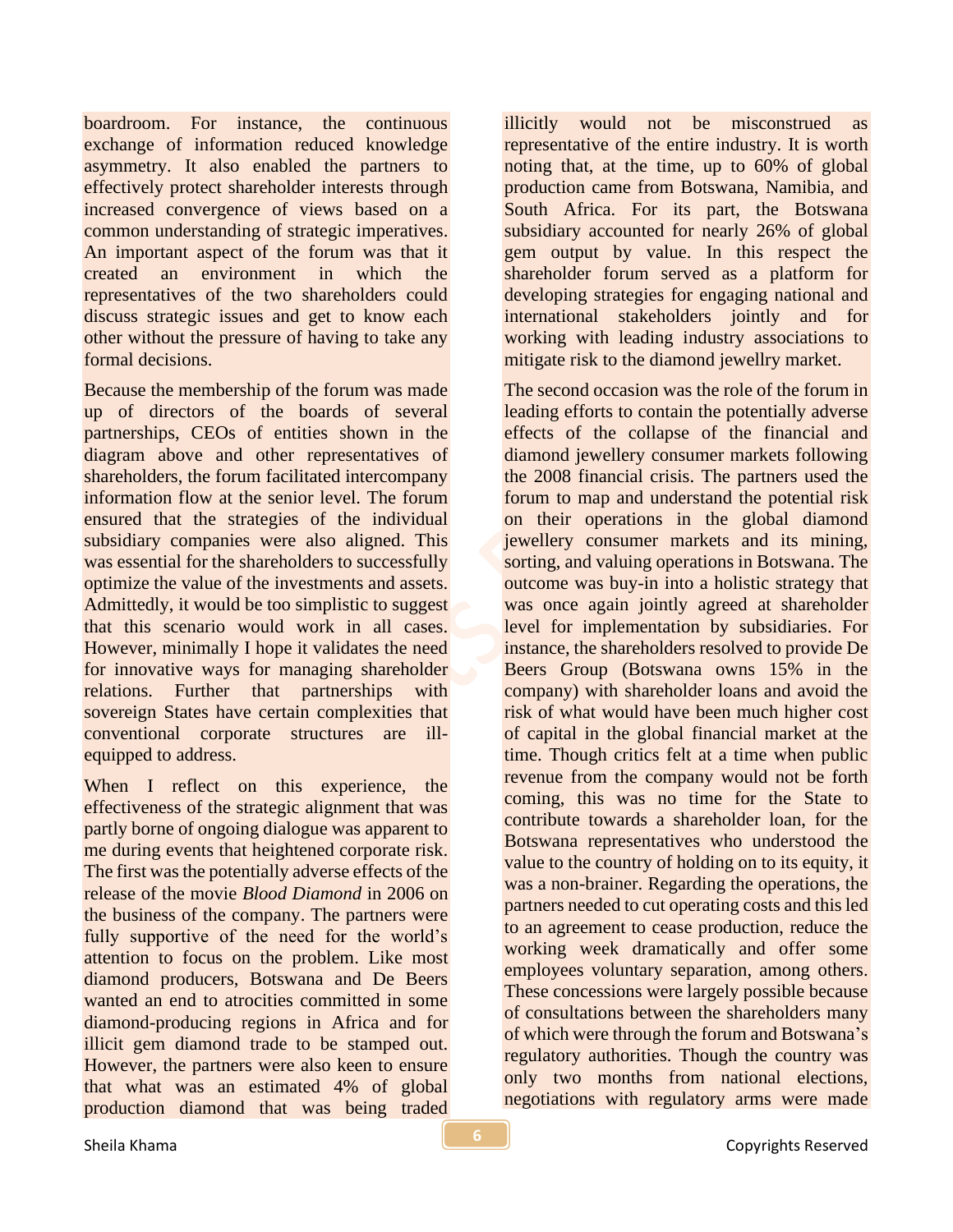boardroom. For instance, the continuous exchange of information reduced knowledge asymmetry. It also enabled the partners to effectively protect shareholder interests through increased convergence of views based on a common understanding of strategic imperatives. An important aspect of the forum was that it created an environment in which the representatives of the two shareholders could discuss strategic issues and get to know each other without the pressure of having to take any formal decisions.

Because the membership of the forum was made up of directors of the boards of several partnerships, CEOs of entities shown in the diagram above and other representatives of shareholders, the forum facilitated intercompany information flow at the senior level. The forum ensured that the strategies of the individual subsidiary companies were also aligned. This was essential for the shareholders to successfully optimize the value of the investments and assets. Admittedly, it would be too simplistic to suggest that this scenario would work in all cases. However, minimally I hope it validates the need for innovative ways for managing shareholder relations. Further that partnerships with sovereign States have certain complexities that conventional corporate structures are ill-equipped to address.

When I reflect on this experience, the effectiveness of the strategic alignment that was partly borne of ongoing dialogue was apparent to me during events that heightened corporate risk. The first was the potentially adverse effects of the release of the movie *Blood Diamond* in 2006 on the business of the company. The partners were fully supportive of the need for the world's attention to focus on the problem. Like most diamond producers, Botswana and De Beers wanted an end to atrocities committed in some diamond-producing regions in Africa and for illicit gem diamond trade to be stamped out. However, the partners were also keen to ensure that what was an estimated 4% of global production diamond that was being traded illicitly would not be misconstrued as representative of the entire industry. It is worth noting that, at the time, up to 60% of global production came from Botswana, Namibia, and South Africa. For its part, the Botswana subsidiary accounted for nearly 26% of global gem output by value. In this respect the shareholder forum served as a platform for developing strategies for engaging national and international stakeholders jointly and for working with leading industry associations to mitigate risk to the diamond jewellry market.

The second occasion was the role of the forum in leading efforts to contain the potentially adverse effects of the collapse of the financial and diamond jewellery consumer markets following the 2008 financial crisis. The partners used the forum to map and understand the potential risk on their operations in the global diamond jewellery consumer markets and its mining, sorting, and valuing operations in Botswana. The outcome was buy-in into a holistic strategy that was once again jointly agreed at shareholder level for implementation by subsidiaries. For instance, the shareholders resolved to provide De Beers Group (Botswana owns 15% in the company) with shareholder loans and avoid the risk of what would have been much higher cost of capital in the global financial market at the time. Though critics felt at a time when public revenue from the company would not be forth coming, this was no time for the State to contribute towards a shareholder loan, for the Botswana representatives who understood the value to the country of holding on to its equity, it was a non-brainer. Regarding the operations, the partners needed to cut operating costs and this led to an agreement to cease production, reduce the working week dramatically and offer some employees voluntary separation, among others. These concessions were largely possible because of consultations between the shareholders many of which were through the forum and Botswana's regulatory authorities. Though the country was only two months from national elections, negotiations with regulatory arms were made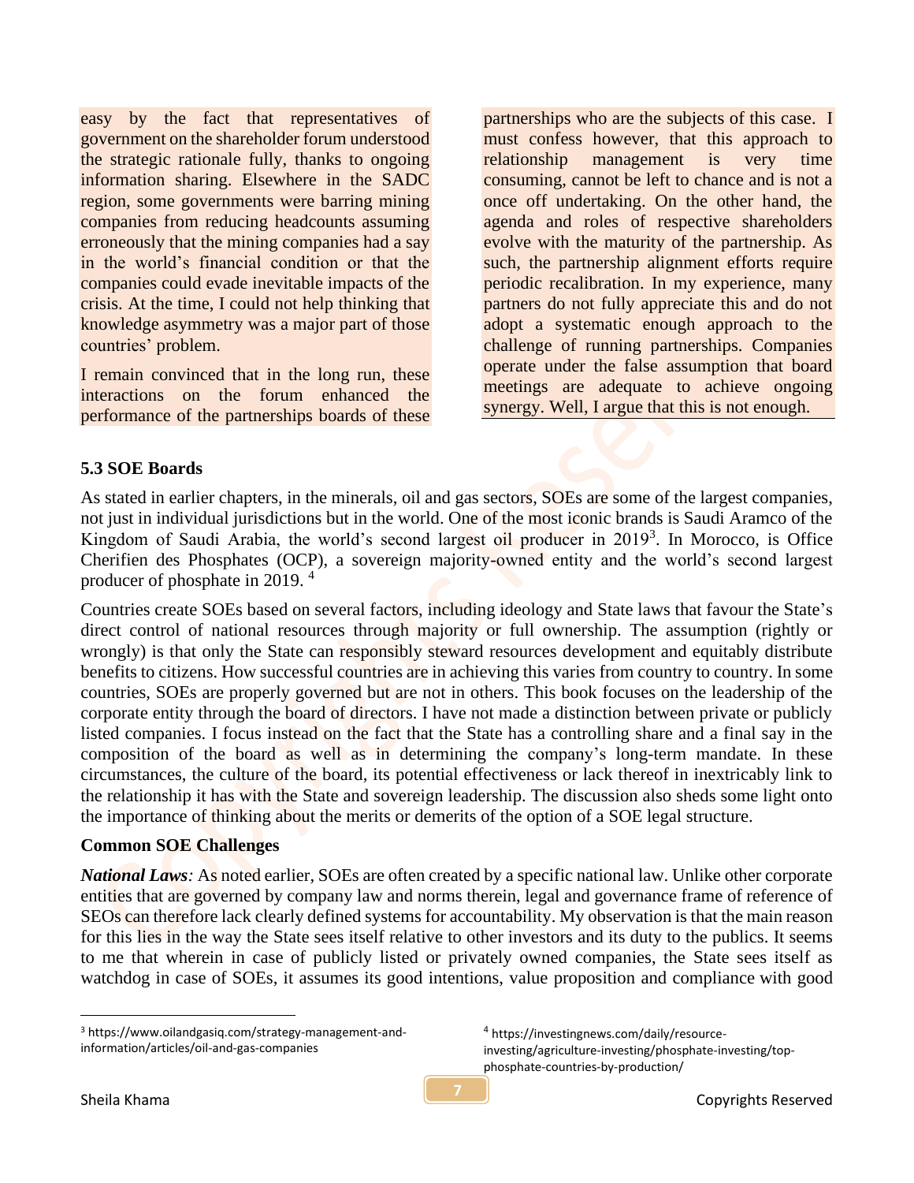easy by the fact that representatives of government on the shareholder forum understood the strategic rationale fully, thanks to ongoing information sharing. Elsewhere in the SADC region, some governments were barring mining companies from reducing headcounts assuming erroneously that the mining companies had a say in the world's financial condition or that the companies could evade inevitable impacts of the crisis. At the time, I could not help thinking that knowledge asymmetry was a major part of those countries' problem.

I remain convinced that in the long run, these interactions on the forum enhanced the performance of the partnerships boards of these partnerships who are the subjects of this case. I must confess however, that this approach to relationship management is very time consuming, cannot be left to chance and is not a once off undertaking. On the other hand, the agenda and roles of respective shareholders evolve with the maturity of the partnership. As such, the partnership alignment efforts require periodic recalibration. In my experience, many partners do not fully appreciate this and do not adopt a systematic enough approach to the challenge of running partnerships. Companies operate under the false assumption that board meetings are adequate to achieve ongoing synergy. Well, I argue that this is not enough.

### 5.3 SOE Boards

As stated in earlier chapters, in the minerals, oil and gas sectors, SOEs are some of the largest companies, not just in individual jurisdictions but in the world. One of the most iconic brands is Saudi Aramco of the Kingdom of Saudi Arabia, the world's second largest oil producer in 2019[3]. In Morocco, is Office Cherifien des Phosphates (OCP), a sovereign majority-owned entity and the world's second largest producer of phosphate in 2019. [4]

Countries create SOEs based on several factors, including ideology and State laws that favour the State's direct control of national resources through majority or full ownership. The assumption (rightly or wrongly) is that only the State can responsibly steward resources development and equitably distribute benefits to citizens. How successful countries are in achieving this varies from country to country. In some countries, SOEs are properly governed but are not in others. This book focuses on the leadership of the corporate entity through the board of directors. I have not made a distinction between private or publicly listed companies. I focus instead on the fact that the State has a controlling share and a final say in the composition of the board as well as in determining the company's long-term mandate. In these circumstances, the culture of the board, its potential effectiveness or lack thereof in inextricably link to the relationship it has with the State and sovereign leadership. The discussion also sheds some light onto the importance of thinking about the merits or demerits of the option of a SOE legal structure.

**Common SOE Challenges**

***National Laws****:* As noted earlier, SOEs are often created by a specific national law. Unlike other corporate entities that are governed by company law and norms therein, legal and governance frame of reference of SEOs can therefore lack clearly defined systems for accountability. My observation is that the main reason for this lies in the way the State sees itself relative to other investors and its duty to the publics. It seems to me that wherein in case of publicly listed or privately owned companies, the State sees itself as watchdog in case of SOEs, it assumes its good intentions, value proposition and compliance with good

---

[3] https://www.oilandgasiq.com/strategy-management-and-information/articles/oil-and-gas-companies

[4] https://investingnews.com/daily/resource-investing/agriculture-investing/phosphate-investing/top-phosphate-countries-by-production/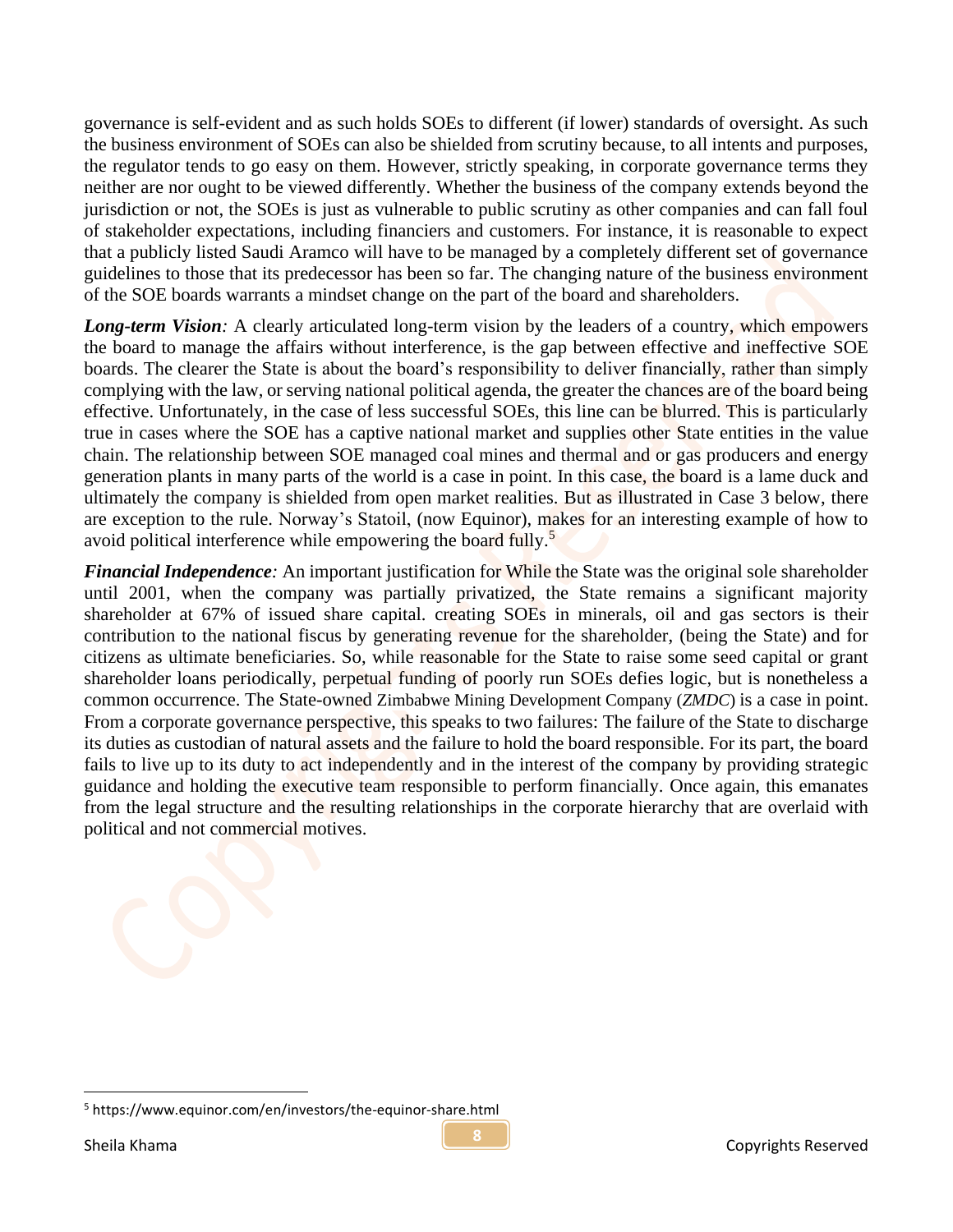governance is self-evident and as such holds SOEs to different (if lower) standards of oversight. As such the business environment of SOEs can also be shielded from scrutiny because, to all intents and purposes, the regulator tends to go easy on them. However, strictly speaking, in corporate governance terms they neither are nor ought to be viewed differently. Whether the business of the company extends beyond the jurisdiction or not, the SOEs is just as vulnerable to public scrutiny as other companies and can fall foul of stakeholder expectations, including financiers and customers. For instance, it is reasonable to expect that a publicly listed Saudi Aramco will have to be managed by a completely different set of governance guidelines to those that its predecessor has been so far. The changing nature of the business environment of the SOE boards warrants a mindset change on the part of the board and shareholders.

***Long-term Vision**:* A clearly articulated long-term vision by the leaders of a country, which empowers the board to manage the affairs without interference, is the gap between effective and ineffective SOE boards. The clearer the State is about the board's responsibility to deliver financially, rather than simply complying with the law, or serving national political agenda, the greater the chances are of the board being effective. Unfortunately, in the case of less successful SOEs, this line can be blurred. This is particularly true in cases where the SOE has a captive national market and supplies other State entities in the value chain. The relationship between SOE managed coal mines and thermal and or gas producers and energy generation plants in many parts of the world is a case in point. In this case, the board is a lame duck and ultimately the company is shielded from open market realities. But as illustrated in Case 3 below, there are exception to the rule. Norway's Statoil, (now Equinor), makes for an interesting example of how to avoid political interference while empowering the board fully.[5]

***Financial Independence**:* An important justification for While the State was the original sole shareholder until 2001, when the company was partially privatized, the State remains a significant majority shareholder at 67% of issued share capital. creating SOEs in minerals, oil and gas sectors is their contribution to the national fiscus by generating revenue for the shareholder, (being the State) and for citizens as ultimate beneficiaries. So, while reasonable for the State to raise some seed capital or grant shareholder loans periodically, perpetual funding of poorly run SOEs defies logic, but is nonetheless a common occurrence. The State-owned Zimbabwe Mining Development Company (*ZMDC*) is a case in point. From a corporate governance perspective, this speaks to two failures: The failure of the State to discharge its duties as custodian of natural assets and the failure to hold the board responsible. For its part, the board fails to live up to its duty to act independently and in the interest of the company by providing strategic guidance and holding the executive team responsible to perform financially. Once again, this emanates from the legal structure and the resulting relationships in the corporate hierarchy that are overlaid with political and not commercial motives.

[5] https://www.equinor.com/en/investors/the-equinor-share.html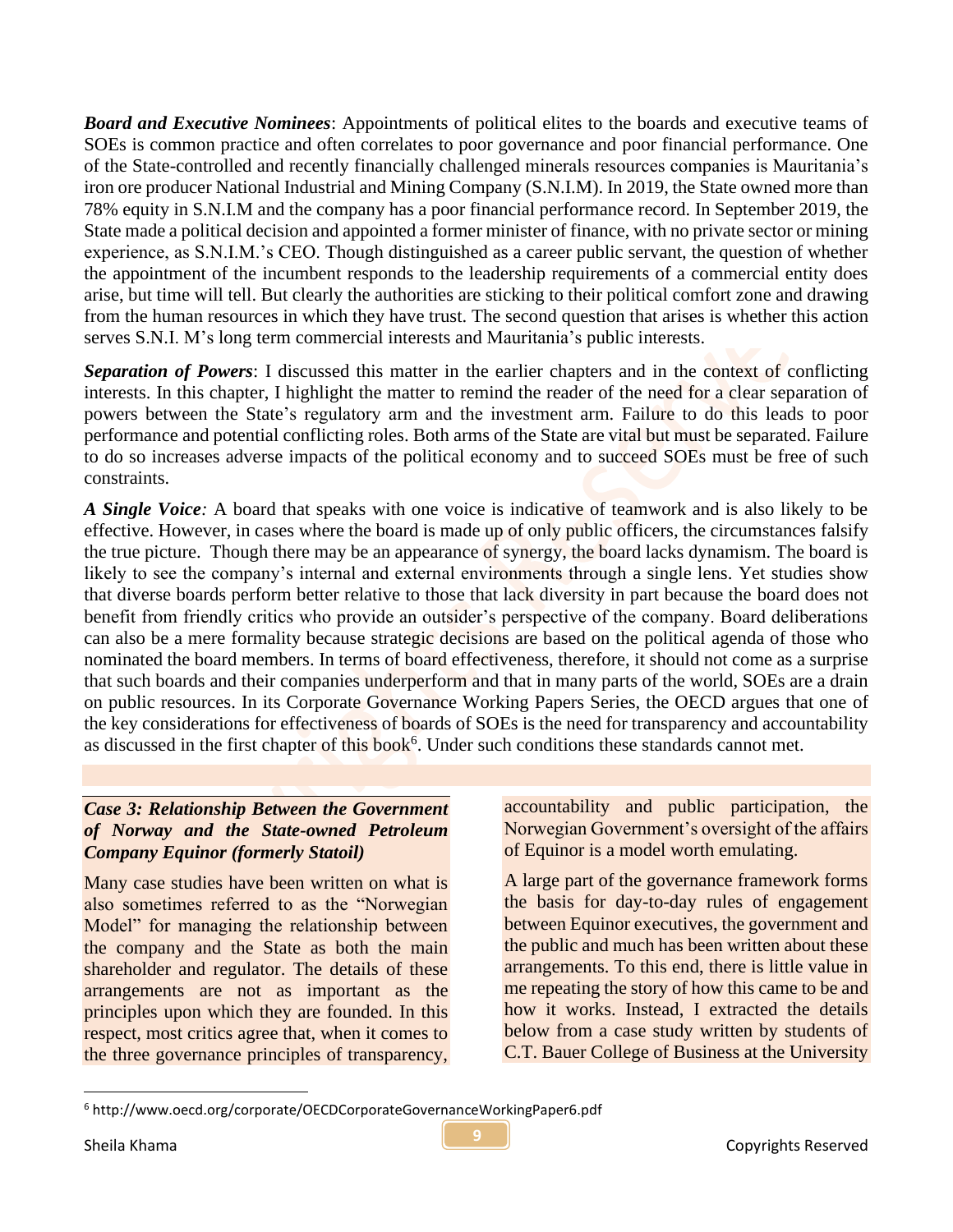***Board and Executive Nominees***: Appointments of political elites to the boards and executive teams of SOEs is common practice and often correlates to poor governance and poor financial performance. One of the State-controlled and recently financially challenged minerals resources companies is Mauritania's iron ore producer National Industrial and Mining Company (S.N.I.M). In 2019, the State owned more than 78% equity in S.N.I.M and the company has a poor financial performance record. In September 2019, the State made a political decision and appointed a former minister of finance, with no private sector or mining experience, as S.N.I.M.'s CEO. Though distinguished as a career public servant, the question of whether the appointment of the incumbent responds to the leadership requirements of a commercial entity does arise, but time will tell. But clearly the authorities are sticking to their political comfort zone and drawing from the human resources in which they have trust. The second question that arises is whether this action serves S.N.I. M's long term commercial interests and Mauritania's public interests.

***Separation of Powers***: I discussed this matter in the earlier chapters and in the context of conflicting interests. In this chapter, I highlight the matter to remind the reader of the need for a clear separation of powers between the State's regulatory arm and the investment arm. Failure to do this leads to poor performance and potential conflicting roles. Both arms of the State are vital but must be separated. Failure to do so increases adverse impacts of the political economy and to succeed SOEs must be free of such constraints.

***A Single Voice:*** A board that speaks with one voice is indicative of teamwork and is also likely to be effective. However, in cases where the board is made up of only public officers, the circumstances falsify the true picture. Though there may be an appearance of synergy, the board lacks dynamism. The board is likely to see the company's internal and external environments through a single lens. Yet studies show that diverse boards perform better relative to those that lack diversity in part because the board does not benefit from friendly critics who provide an outsider's perspective of the company. Board deliberations can also be a mere formality because strategic decisions are based on the political agenda of those who nominated the board members. In terms of board effectiveness, therefore, it should not come as a surprise that such boards and their companies underperform and that in many parts of the world, SOEs are a drain on public resources. In its Corporate Governance Working Papers Series, the OECD argues that one of the key considerations for effectiveness of boards of SOEs is the need for transparency and accountability as discussed in the first chapter of this book[6]. Under such conditions these standards cannot met.

***Case 3: Relationship Between the Government of Norway and the State-owned Petroleum Company Equinor (formerly Statoil)***

Many case studies have been written on what is also sometimes referred to as the "Norwegian Model" for managing the relationship between the company and the State as both the main shareholder and regulator. The details of these arrangements are not as important as the principles upon which they are founded. In this respect, most critics agree that, when it comes to the three governance principles of transparency, accountability and public participation, the Norwegian Government's oversight of the affairs of Equinor is a model worth emulating.

A large part of the governance framework forms the basis for day-to-day rules of engagement between Equinor executives, the government and the public and much has been written about these arrangements. To this end, there is little value in me repeating the story of how this came to be and how it works. Instead, I extracted the details below from a case study written by students of C.T. Bauer College of Business at the University

[6] http://www.oecd.org/corporate/OECDCorporateGovernanceWorkingPaper6.pdf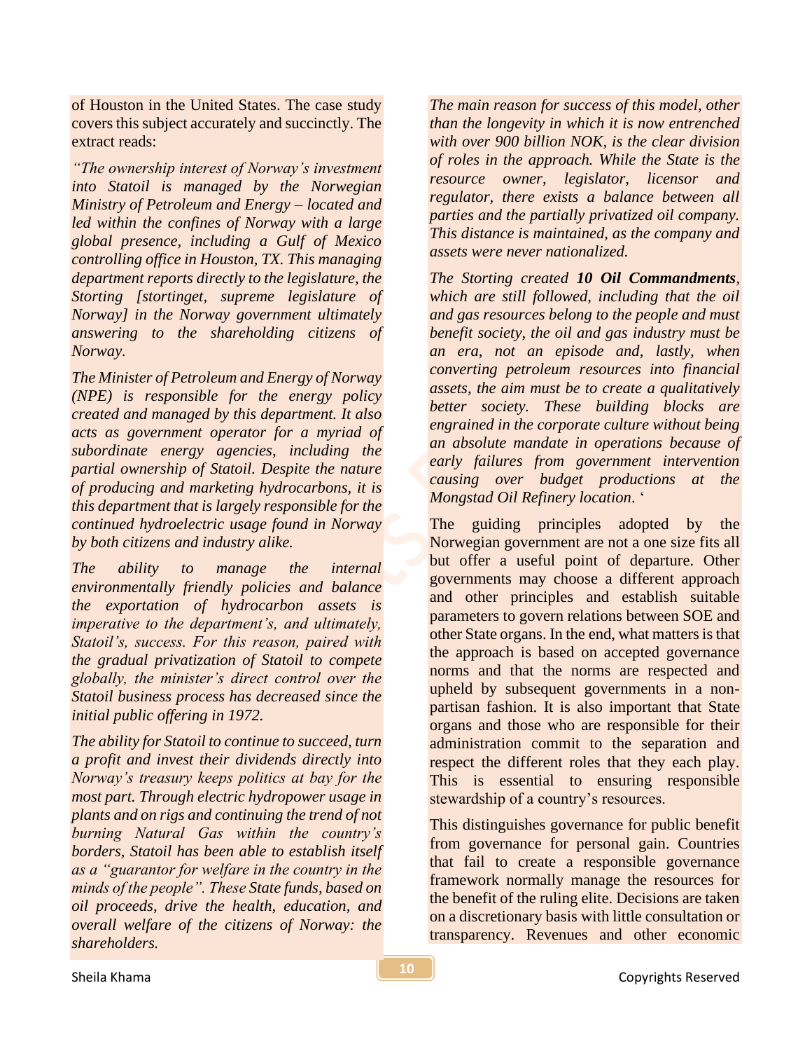of Houston in the United States. The case study covers this subject accurately and succinctly. The extract reads:

*"The ownership interest of Norway's investment into Statoil is managed by the Norwegian Ministry of Petroleum and Energy – located and led within the confines of Norway with a large global presence, including a Gulf of Mexico controlling office in Houston, TX. This managing department reports directly to the legislature, the Storting [stortinget, supreme legislature of Norway] in the Norway government ultimately answering to the shareholding citizens of Norway.*

*The Minister of Petroleum and Energy of Norway (NPE) is responsible for the energy policy created and managed by this department. It also acts as government operator for a myriad of subordinate energy agencies, including the partial ownership of Statoil. Despite the nature of producing and marketing hydrocarbons, it is this department that is largely responsible for the continued hydroelectric usage found in Norway by both citizens and industry alike.*

*The ability to manage the internal environmentally friendly policies and balance the exportation of hydrocarbon assets is imperative to the department's, and ultimately, Statoil's, success. For this reason, paired with the gradual privatization of Statoil to compete globally, the minister's direct control over the Statoil business process has decreased since the initial public offering in 1972.*

*The ability for Statoil to continue to succeed, turn a profit and invest their dividends directly into Norway's treasury keeps politics at bay for the most part. Through electric hydropower usage in plants and on rigs and continuing the trend of not burning Natural Gas within the country's borders, Statoil has been able to establish itself as a "guarantor for welfare in the country in the minds of the people". These State funds, based on oil proceeds, drive the health, education, and overall welfare of the citizens of Norway: the shareholders.*

*The main reason for success of this model, other than the longevity in which it is now entrenched with over 900 billion NOK, is the clear division of roles in the approach. While the State is the resource owner, legislator, licensor and regulator, there exists a balance between all parties and the partially privatized oil company. This distance is maintained, as the company and assets were never nationalized.*

*The Storting created **10 Oil Commandments**, which are still followed, including that the oil and gas resources belong to the people and must benefit society, the oil and gas industry must be an era, not an episode and, lastly, when converting petroleum resources into financial assets, the aim must be to create a qualitatively better society. These building blocks are engrained in the corporate culture without being an absolute mandate in operations because of early failures from government intervention causing over budget productions at the Mongstad Oil Refinery location.* '

The guiding principles adopted by the Norwegian government are not a one size fits all but offer a useful point of departure. Other governments may choose a different approach and other principles and establish suitable parameters to govern relations between SOE and other State organs. In the end, what matters is that the approach is based on accepted governance norms and that the norms are respected and upheld by subsequent governments in a non-partisan fashion. It is also important that State organs and those who are responsible for their administration commit to the separation and respect the different roles that they each play. This is essential to ensuring responsible stewardship of a country's resources.

This distinguishes governance for public benefit from governance for personal gain. Countries that fail to create a responsible governance framework normally manage the resources for the benefit of the ruling elite. Decisions are taken on a discretionary basis with little consultation or transparency. Revenues and other economic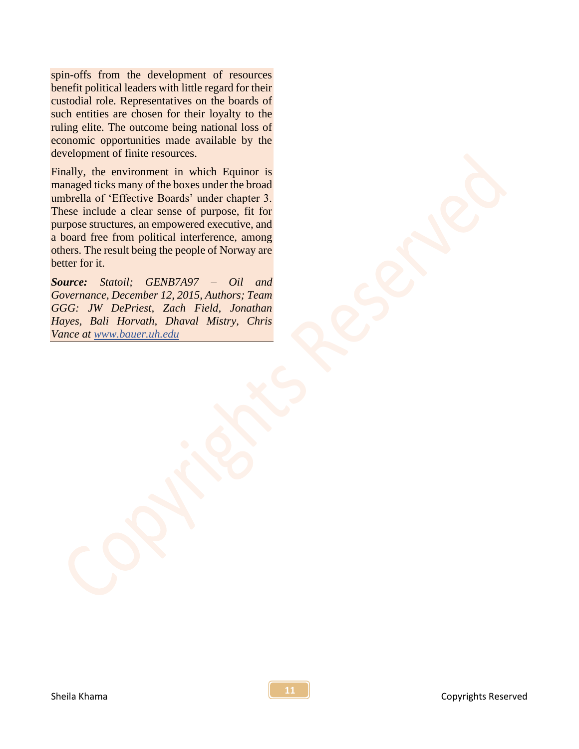spin-offs from the development of resources benefit political leaders with little regard for their custodial role. Representatives on the boards of such entities are chosen for their loyalty to the ruling elite. The outcome being national loss of economic opportunities made available by the development of finite resources.

Finally, the environment in which Equinor is managed ticks many of the boxes under the broad umbrella of 'Effective Boards' under chapter 3. These include a clear sense of purpose, fit for purpose structures, an empowered executive, and a board free from political interference, among others. The result being the people of Norway are better for it.

***Source:*** *Statoil; GENB7A97 – Oil and Governance, December 12, 2015, Authors; Team GGG: JW DePriest, Zach Field, Jonathan Hayes, Bali Horvath, Dhaval Mistry, Chris Vance at [www.bauer.uh.edu](www.bauer.uh.edu)*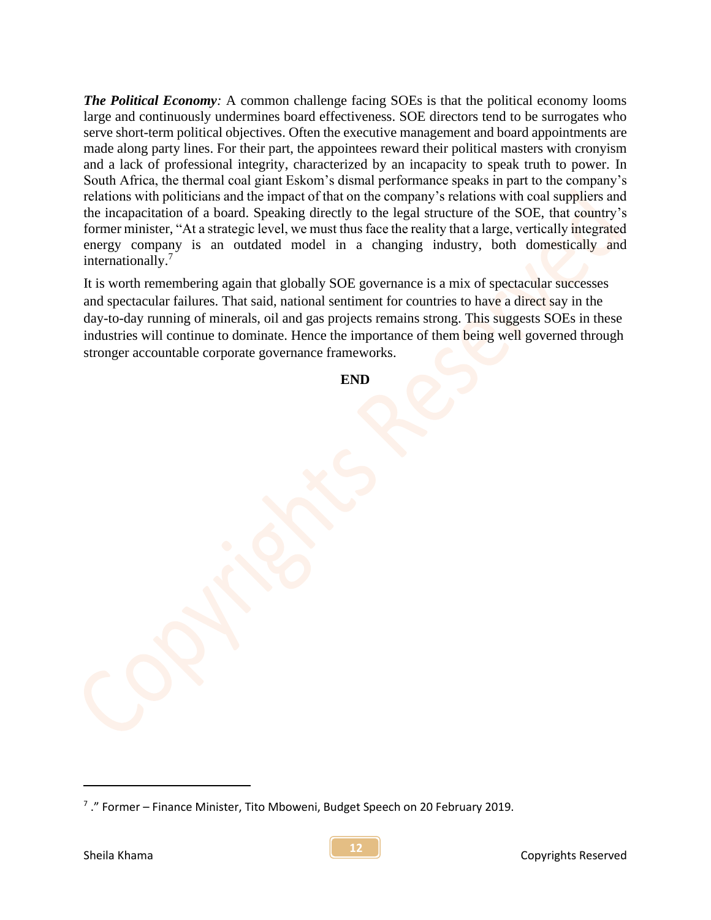***The Political Economy**:* A common challenge facing SOEs is that the political economy looms large and continuously undermines board effectiveness. SOE directors tend to be surrogates who serve short-term political objectives. Often the executive management and board appointments are made along party lines. For their part, the appointees reward their political masters with cronyism and a lack of professional integrity, characterized by an incapacity to speak truth to power. In South Africa, the thermal coal giant Eskom's dismal performance speaks in part to the company's relations with politicians and the impact of that on the company's relations with coal suppliers and the incapacitation of a board. Speaking directly to the legal structure of the SOE, that country's former minister, "At a strategic level, we must thus face the reality that a large, vertically integrated energy company is an outdated model in a changing industry, both domestically and internationally.[7]

It is worth remembering again that globally SOE governance is a mix of spectacular successes and spectacular failures. That said, national sentiment for countries to have a direct say in the day-to-day running of minerals, oil and gas projects remains strong. This suggests SOEs in these industries will continue to dominate. Hence the importance of them being well governed through stronger accountable corporate governance frameworks.

**END**

[7] ." Former – Finance Minister, Tito Mboweni, Budget Speech on 20 February 2019.